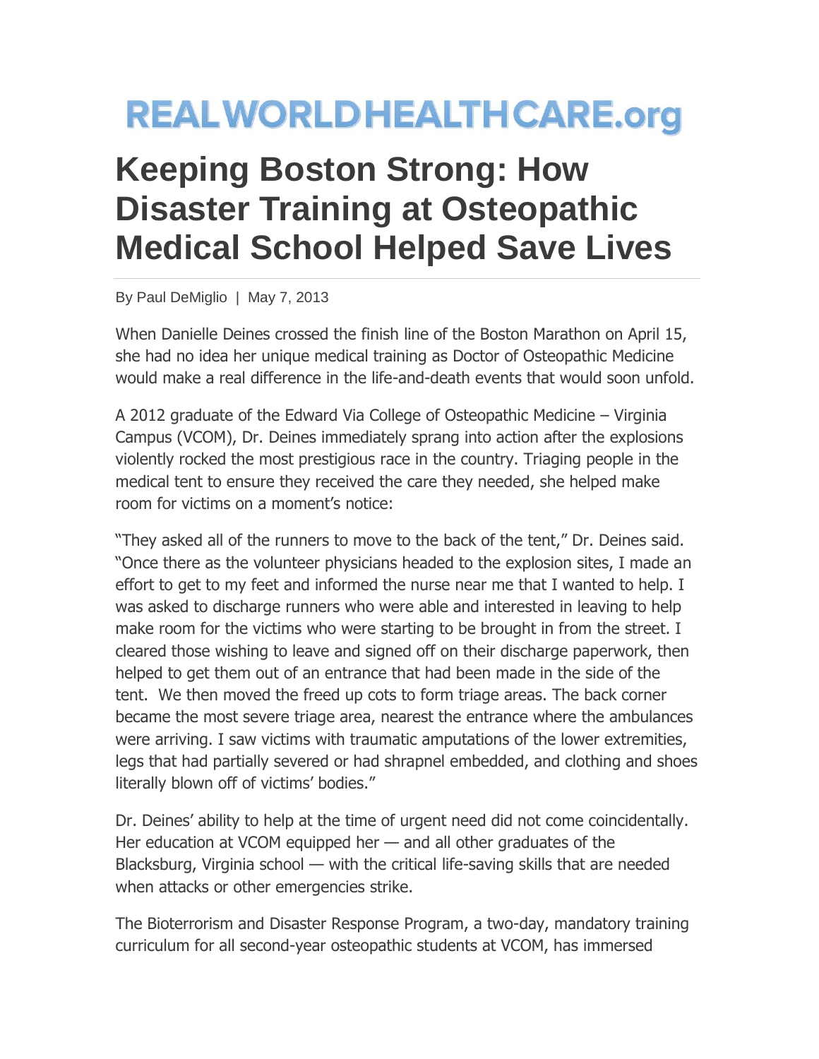REALWORLDHEALTHCARE.org

# Keeping Boston Strong: How Disaster Training at Osteopathic Medical School Helped Save Lives

By Paul DeMiglio | May 7, 2013

When Danielle Deines crossed the finish line of the Boston Marathon on April 15, she had no idea her unique medical training as Doctor of Osteopathic Medicine would make a real difference in the life-and-death events that would soon unfold.

A 2012 graduate of the Edward Via College of Osteopathic Medicine – Virginia Campus (VCOM), Dr. Deines immediately sprang into action after the explosions violently rocked the most prestigious race in the country. Triaging people in the medical tent to ensure they received the care they needed, she helped make room for victims on a moment's notice:

"They asked all of the runners to move to the back of the tent," Dr. Deines said. "Once there as the volunteer physicians headed to the explosion sites, I made an effort to get to my feet and informed the nurse near me that I wanted to help. I was asked to discharge runners who were able and interested in leaving to help make room for the victims who were starting to be brought in from the street. I cleared those wishing to leave and signed off on their discharge paperwork, then helped to get them out of an entrance that had been made in the side of the tent. We then moved the freed up cots to form triage areas. The back corner became the most severe triage area, nearest the entrance where the ambulances were arriving. I saw victims with traumatic amputations of the lower extremities, legs that had partially severed or had shrapnel embedded, and clothing and shoes literally blown off of victims' bodies."

Dr. Deines' ability to help at the time of urgent need did not come coincidentally. Her education at VCOM equipped her — and all other graduates of the Blacksburg, Virginia school — with the critical life-saving skills that are needed when attacks or other emergencies strike.

The Bioterrorism and Disaster Response Program, a two-day, mandatory training curriculum for all second-year osteopathic students at VCOM, has immersed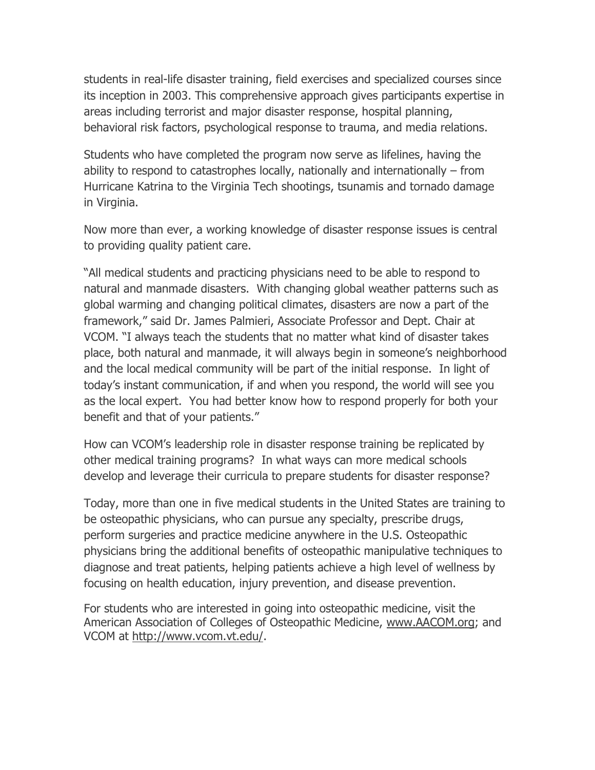students in real-life disaster training, field exercises and specialized courses since its inception in 2003. This comprehensive approach gives participants expertise in areas including terrorist and major disaster response, hospital planning, behavioral risk factors, psychological response to trauma, and media relations.

Students who have completed the program now serve as lifelines, having the ability to respond to catastrophes locally, nationally and internationally – from Hurricane Katrina to the Virginia Tech shootings, tsunamis and tornado damage in Virginia.

Now more than ever, a working knowledge of disaster response issues is central to providing quality patient care.

"All medical students and practicing physicians need to be able to respond to natural and manmade disasters. With changing global weather patterns such as global warming and changing political climates, disasters are now a part of the framework," said Dr. James Palmieri, Associate Professor and Dept. Chair at VCOM. "I always teach the students that no matter what kind of disaster takes place, both natural and manmade, it will always begin in someone's neighborhood and the local medical community will be part of the initial response. In light of today's instant communication, if and when you respond, the world will see you as the local expert. You had better know how to respond properly for both your benefit and that of your patients."

How can VCOM's leadership role in disaster response training be replicated by other medical training programs? In what ways can more medical schools develop and leverage their curricula to prepare students for disaster response?

Today, more than one in five medical students in the United States are training to be osteopathic physicians, who can pursue any specialty, prescribe drugs, perform surgeries and practice medicine anywhere in the U.S. Osteopathic physicians bring the additional benefits of osteopathic manipulative techniques to diagnose and treat patients, helping patients achieve a high level of wellness by focusing on health education, injury prevention, and disease prevention.

For students who are interested in going into osteopathic medicine, visit the American Association of Colleges of Osteopathic Medicine, www.AACOM.org; and VCOM at http://www.vcom.vt.edu/.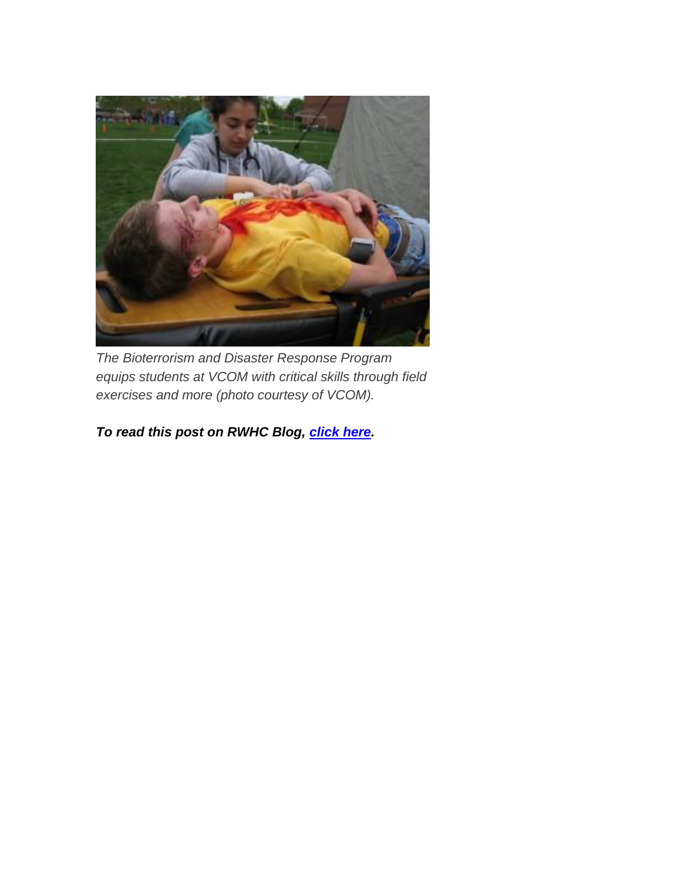*The Bioterrorism and Disaster Response Program equips students at VCOM with critical skills through field exercises and more (photo courtesy of VCOM).*

***To read this post on RWHC Blog, [click here](#).***